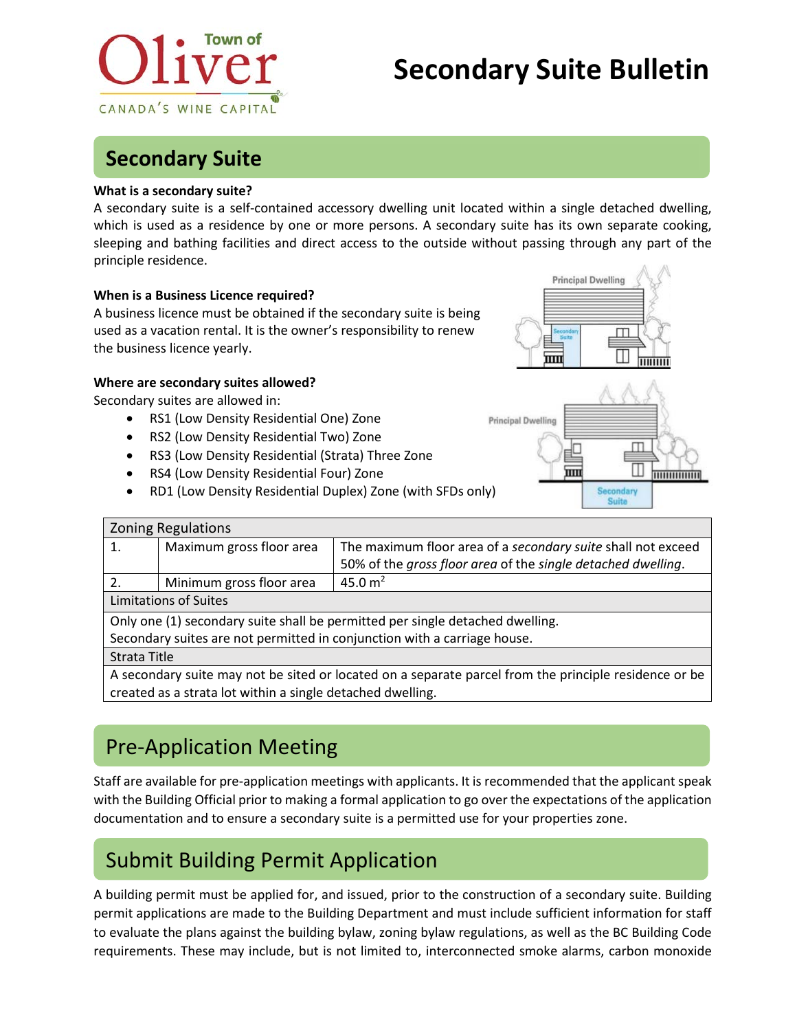# Secondary Suite Bulletin

## Secondary Suite

**What is a secondary suite?**

A secondary suite is a self-contained accessory dwelling unit located within a single detached dwelling, which is used as a residence by one or more persons. A secondary suite has its own separate cooking, sleeping and bathing facilities and direct access to the outside without passing through any part of the principle residence.

**When is a Business Licence required?**

A business licence must be obtained if the secondary suite is being used as a vacation rental. It is the owner's responsibility to renew the business licence yearly.

**Where are secondary suites allowed?**

Secondary suites are allowed in:

- RS1 (Low Density Residential One) Zone
- RS2 (Low Density Residential Two) Zone
- RS3 (Low Density Residential (Strata) Three Zone
- RS4 (Low Density Residential Four) Zone
- RD1 (Low Density Residential Duplex) Zone (with SFDs only)

| Zoning Regulations | | |
|---|---|---|
| 1. | Maximum gross floor area | The maximum floor area of a *secondary suite* shall not exceed 50% of the *gross floor area* of the *single detached dwelling*. |
| 2. | Minimum gross floor area | 45.0 m$^2$ |
| **Limitations of Suites** | | |
| Only one (1) secondary suite shall be permitted per single detached dwelling. Secondary suites are not permitted in conjunction with a carriage house. | | |
| **Strata Title** | | |
| A secondary suite may not be sited or located on a separate parcel from the principle residence or be created as a strata lot within a single detached dwelling. | | |

## Pre-Application Meeting

Staff are available for pre-application meetings with applicants. It is recommended that the applicant speak with the Building Official prior to making a formal application to go over the expectations of the application documentation and to ensure a secondary suite is a permitted use for your properties zone.

## Submit Building Permit Application

A building permit must be applied for, and issued, prior to the construction of a secondary suite. Building permit applications are made to the Building Department and must include sufficient information for staff to evaluate the plans against the building bylaw, zoning bylaw regulations, as well as the BC Building Code requirements. These may include, but is not limited to, interconnected smoke alarms, carbon monoxide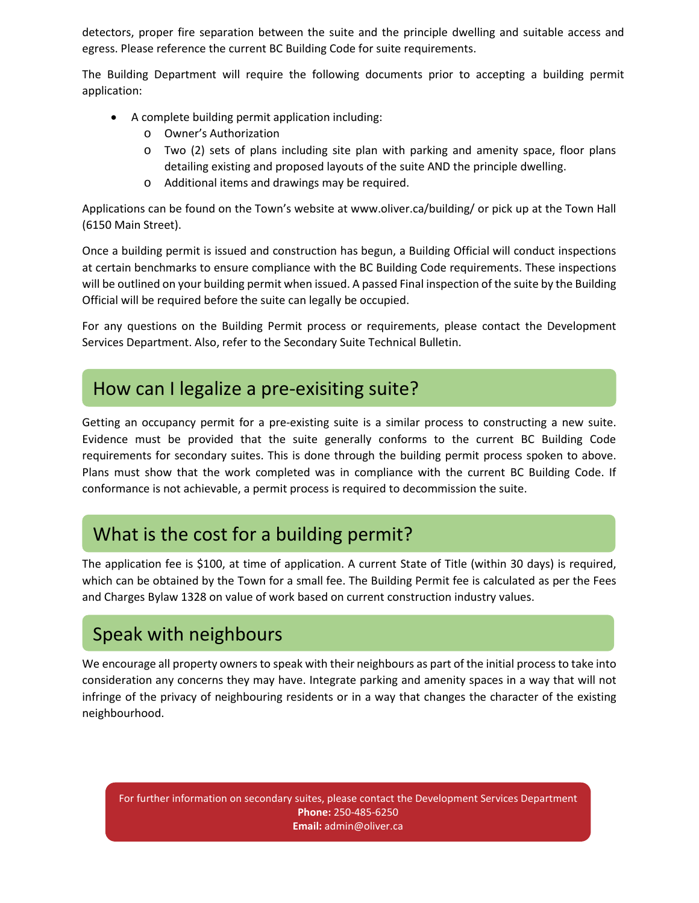detectors, proper fire separation between the suite and the principle dwelling and suitable access and egress. Please reference the current BC Building Code for suite requirements.

The Building Department will require the following documents prior to accepting a building permit application:

- A complete building permit application including:
  - Owner's Authorization
  - Two (2) sets of plans including site plan with parking and amenity space, floor plans detailing existing and proposed layouts of the suite AND the principle dwelling.
  - Additional items and drawings may be required.

Applications can be found on the Town's website at www.oliver.ca/building/ or pick up at the Town Hall (6150 Main Street).

Once a building permit is issued and construction has begun, a Building Official will conduct inspections at certain benchmarks to ensure compliance with the BC Building Code requirements. These inspections will be outlined on your building permit when issued. A passed Final inspection of the suite by the Building Official will be required before the suite can legally be occupied.

For any questions on the Building Permit process or requirements, please contact the Development Services Department. Also, refer to the Secondary Suite Technical Bulletin.

## How can I legalize a pre-exisiting suite?

Getting an occupancy permit for a pre-existing suite is a similar process to constructing a new suite. Evidence must be provided that the suite generally conforms to the current BC Building Code requirements for secondary suites. This is done through the building permit process spoken to above. Plans must show that the work completed was in compliance with the current BC Building Code. If conformance is not achievable, a permit process is required to decommission the suite.

## What is the cost for a building permit?

The application fee is $100, at time of application. A current State of Title (within 30 days) is required, which can be obtained by the Town for a small fee. The Building Permit fee is calculated as per the Fees and Charges Bylaw 1328 on value of work based on current construction industry values.

## Speak with neighbours

We encourage all property owners to speak with their neighbours as part of the initial process to take into consideration any concerns they may have. Integrate parking and amenity spaces in a way that will not infringe of the privacy of neighbouring residents or in a way that changes the character of the existing neighbourhood.

For further information on secondary suites, please contact the Development Services Department
**Phone:** 250-485-6250
**Email:** admin@oliver.ca